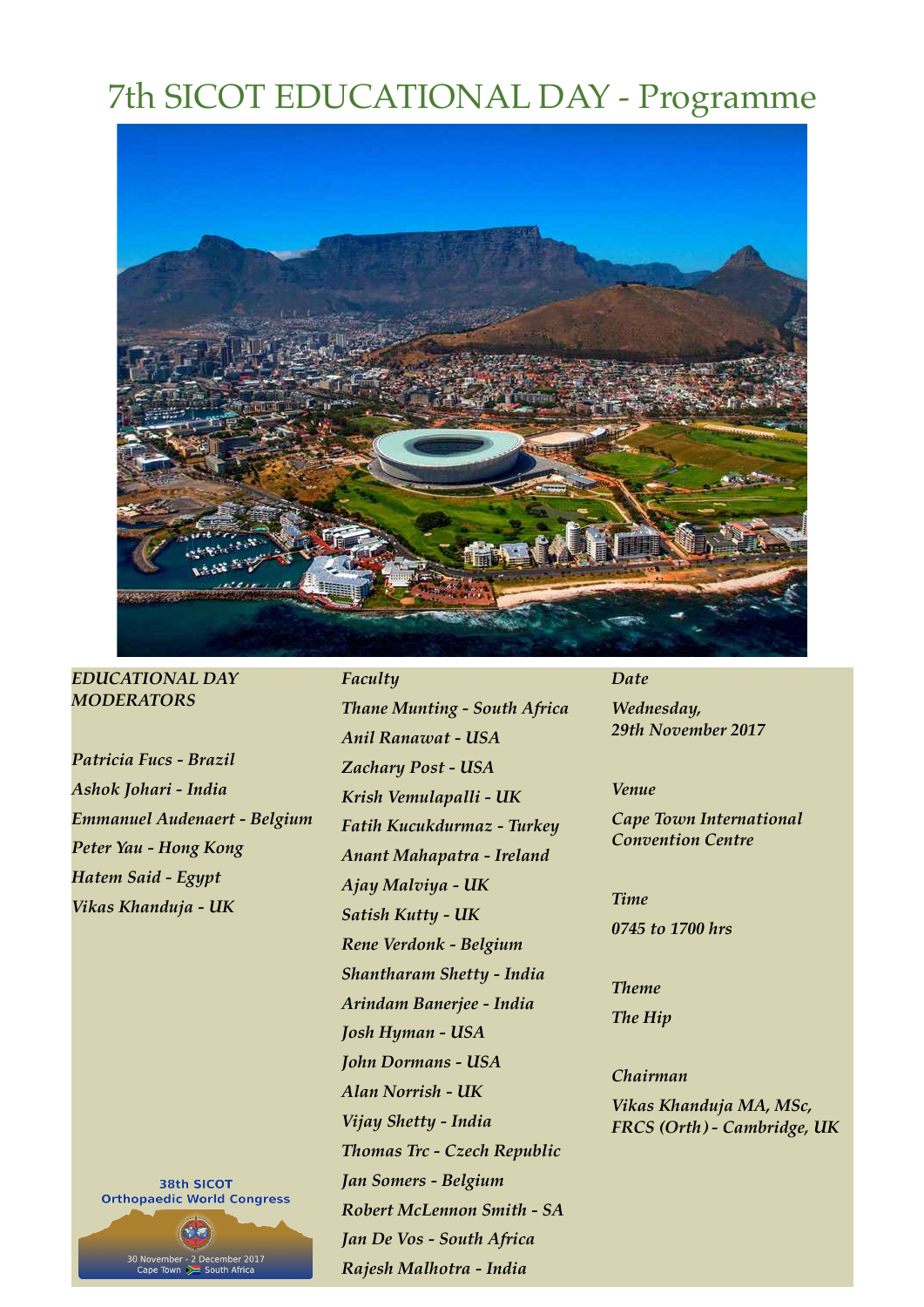# 7th SICOT EDUCATIONAL DAY - Programme

***EDUCATIONAL DAY MODERATORS***

*Patricia Fucs - Brazil*
*Ashok Johari - India*
*Emmanuel Audenaert - Belgium*
*Peter Yau - Hong Kong*
*Hatem Said - Egypt*
*Vikas Khanduja - UK*

38th SICOT Orthopaedic World Congress
30 November - 2 December 2017
Cape Town South Africa

***Faculty***

*Thane Munting - South Africa*
*Anil Ranawat - USA*
*Zachary Post - USA*
*Krish Vemulapalli - UK*
*Fatih Kucukdurmaz - Turkey*
*Anant Mahapatra - Ireland*
*Ajay Malviya - UK*
*Satish Kutty - UK*
*Rene Verdonk - Belgium*
*Shantharam Shetty - India*
*Arindam Banerjee - India*
*Josh Hyman - USA*
*John Dormans - USA*
*Alan Norrish - UK*
*Vijay Shetty - India*
*Thomas Trc - Czech Republic*
*Jan Somers - Belgium*
*Robert McLennon Smith - SA*
*Jan De Vos - South Africa*
*Rajesh Malhotra - India*

***Date***

*Wednesday, 29th November 2017*

***Venue***

*Cape Town International Convention Centre*

***Time***

*0745 to 1700 hrs*

***Theme***

*The Hip*

***Chairman***

*Vikas Khanduja MA, MSc, FRCS (Orth) - Cambridge, UK*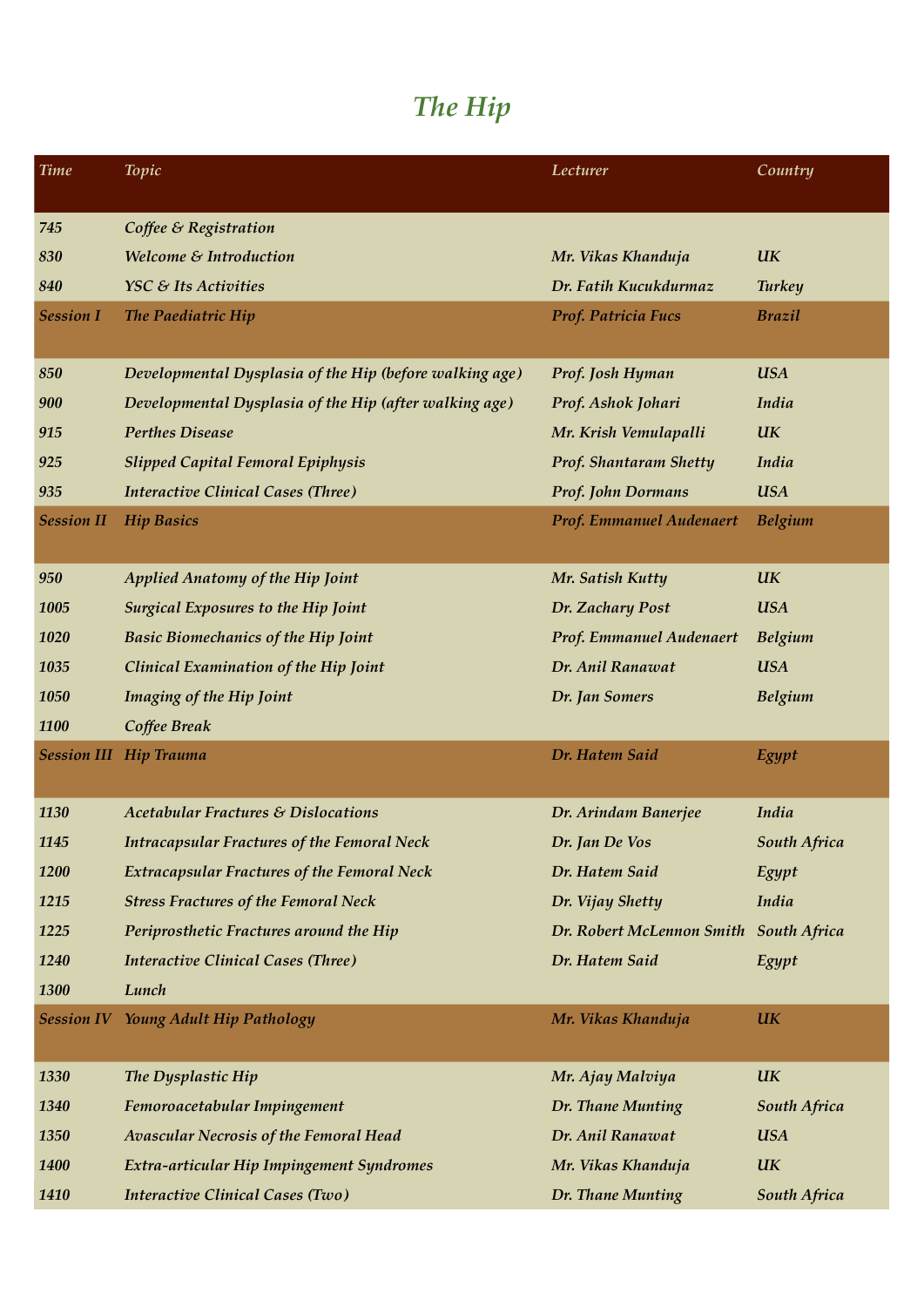# The Hip

| Time | Topic | Lecturer | Country |
|---|---|---|---|
| 745 | Coffee & Registration | | |
| 830 | Welcome & Introduction | Mr. Vikas Khanduja | UK |
| 840 | YSC & Its Activities | Dr. Fatih Kucukdurmaz | Turkey |
| Session I | The Paediatric Hip | Prof. Patricia Fucs | Brazil |
| 850 | Developmental Dysplasia of the Hip (before walking age) | Prof. Josh Hyman | USA |
| 900 | Developmental Dysplasia of the Hip (after walking age) | Prof. Ashok Johari | India |
| 915 | Perthes Disease | Mr. Krish Vemulapalli | UK |
| 925 | Slipped Capital Femoral Epiphysis | Prof. Shantaram Shetty | India |
| 935 | Interactive Clinical Cases (Three) | Prof. John Dormans | USA |
| Session II | Hip Basics | Prof. Emmanuel Audenaert | Belgium |
| 950 | Applied Anatomy of the Hip Joint | Mr. Satish Kutty | UK |
| 1005 | Surgical Exposures to the Hip Joint | Dr. Zachary Post | USA |
| 1020 | Basic Biomechanics of the Hip Joint | Prof. Emmanuel Audenaert | Belgium |
| 1035 | Clinical Examination of the Hip Joint | Dr. Anil Ranawat | USA |
| 1050 | Imaging of the Hip Joint | Dr. Jan Somers | Belgium |
| 1100 | Coffee Break | | |
| Session III | Hip Trauma | Dr. Hatem Said | Egypt |
| 1130 | Acetabular Fractures & Dislocations | Dr. Arindam Banerjee | India |
| 1145 | Intracapsular Fractures of the Femoral Neck | Dr. Jan De Vos | South Africa |
| 1200 | Extracapsular Fractures of the Femoral Neck | Dr. Hatem Said | Egypt |
| 1215 | Stress Fractures of the Femoral Neck | Dr. Vijay Shetty | India |
| 1225 | Periprosthetic Fractures around the Hip | Dr. Robert McLennon Smith | South Africa |
| 1240 | Interactive Clinical Cases (Three) | Dr. Hatem Said | Egypt |
| 1300 | Lunch | | |
| Session IV | Young Adult Hip Pathology | Mr. Vikas Khanduja | UK |
| 1330 | The Dysplastic Hip | Mr. Ajay Malviya | UK |
| 1340 | Femoroacetabular Impingement | Dr. Thane Munting | South Africa |
| 1350 | Avascular Necrosis of the Femoral Head | Dr. Anil Ranawat | USA |
| 1400 | Extra-articular Hip Impingement Syndromes | Mr. Vikas Khanduja | UK |
| 1410 | Interactive Clinical Cases (Two) | Dr. Thane Munting | South Africa |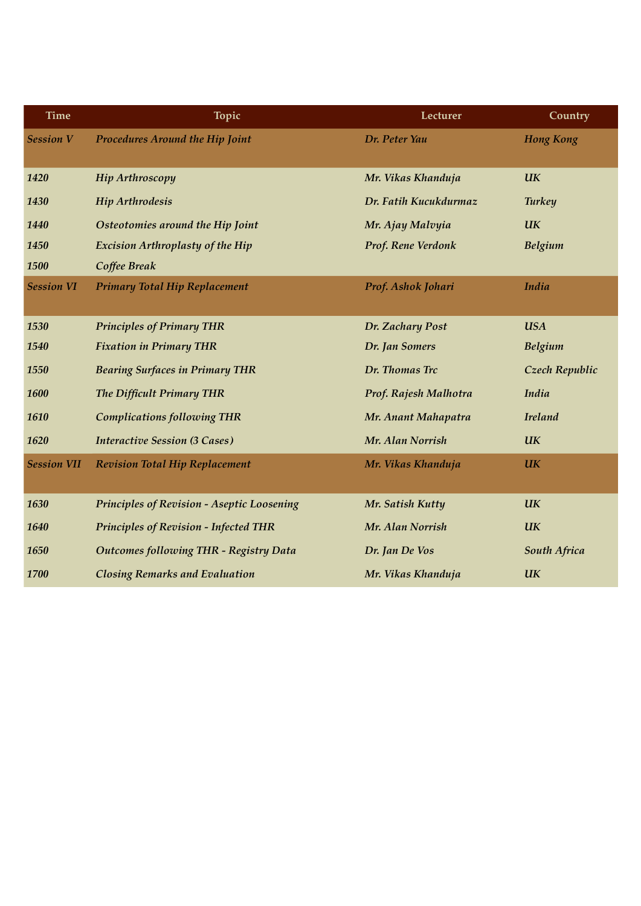| Time | Topic | Lecturer | Country |
|---|---|---|---|
| *Session V* | *Procedures Around the Hip Joint* | *Dr. Peter Yau* | *Hong Kong* |
| *1420* | *Hip Arthroscopy* | *Mr. Vikas Khanduja* | *UK* |
| *1430* | *Hip Arthrodesis* | *Dr. Fatih Kucukdurmaz* | *Turkey* |
| *1440* | *Osteotomies around the Hip Joint* | *Mr. Ajay Malvyia* | *UK* |
| *1450* | *Excision Arthroplasty of the Hip* | *Prof. Rene Verdonk* | *Belgium* |
| *1500* | *Coffee Break* | | |
| *Session VI* | *Primary Total Hip Replacement* | *Prof. Ashok Johari* | *India* |
| *1530* | *Principles of Primary THR* | *Dr. Zachary Post* | *USA* |
| *1540* | *Fixation in Primary THR* | *Dr. Jan Somers* | *Belgium* |
| *1550* | *Bearing Surfaces in Primary THR* | *Dr. Thomas Trc* | *Czech Republic* |
| *1600* | *The Difficult Primary THR* | *Prof. Rajesh Malhotra* | *India* |
| *1610* | *Complications following THR* | *Mr. Anant Mahapatra* | *Ireland* |
| *1620* | *Interactive Session (3 Cases)* | *Mr. Alan Norrish* | *UK* |
| *Session VII* | *Revision Total Hip Replacement* | *Mr. Vikas Khanduja* | *UK* |
| *1630* | *Principles of Revision - Aseptic Loosening* | *Mr. Satish Kutty* | *UK* |
| *1640* | *Principles of Revision - Infected THR* | *Mr. Alan Norrish* | *UK* |
| *1650* | *Outcomes following THR - Registry Data* | *Dr. Jan De Vos* | *South Africa* |
| *1700* | *Closing Remarks and Evaluation* | *Mr. Vikas Khanduja* | *UK* |